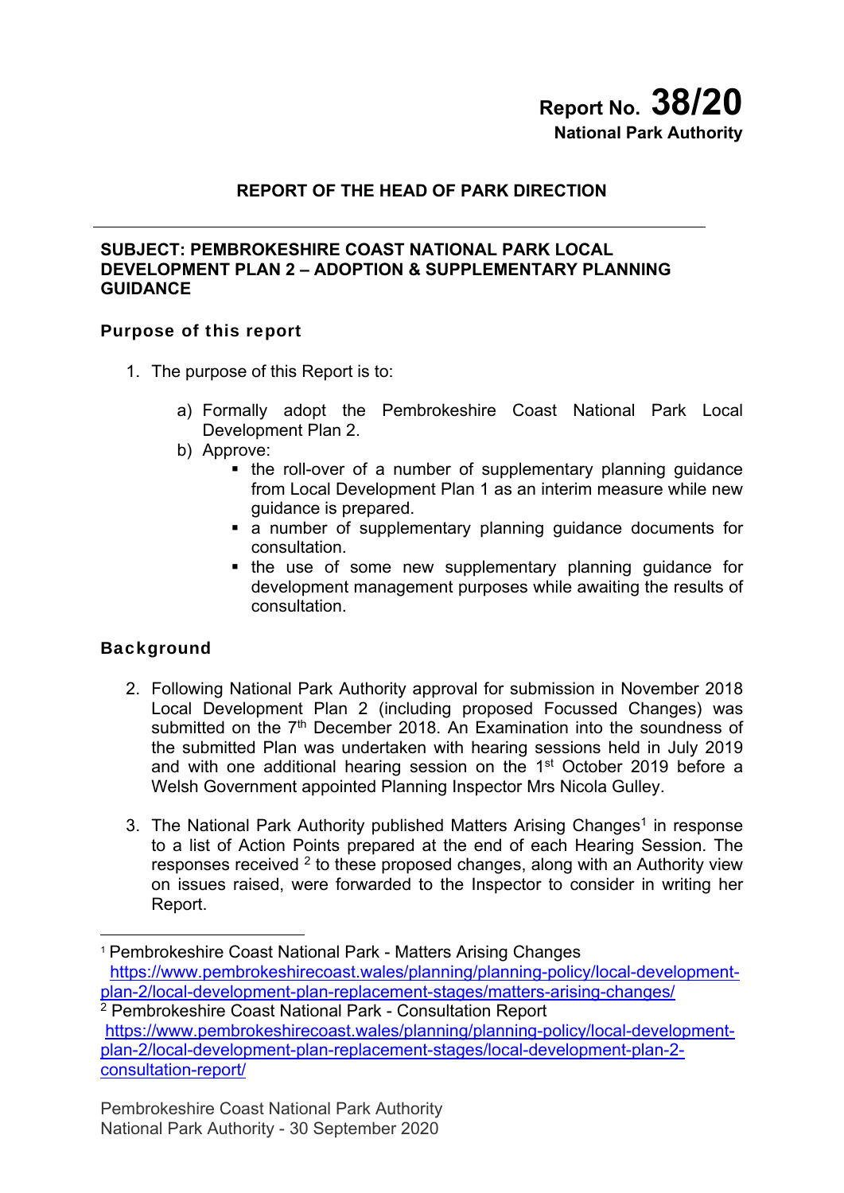**Report No. 38/20**
**National Park Authority**

## REPORT OF THE HEAD OF PARK DIRECTION

---

**SUBJECT: PEMBROKESHIRE COAST NATIONAL PARK LOCAL DEVELOPMENT PLAN 2 – ADOPTION & SUPPLEMENTARY PLANNING GUIDANCE**

### Purpose of this report

1. The purpose of this Report is to:

   a) Formally adopt the Pembrokeshire Coast National Park Local Development Plan 2.
   
   b) Approve:
      - the roll-over of a number of supplementary planning guidance from Local Development Plan 1 as an interim measure while new guidance is prepared.
      - a number of supplementary planning guidance documents for consultation.
      - the use of some new supplementary planning guidance for development management purposes while awaiting the results of consultation.

### Background

2. Following National Park Authority approval for submission in November 2018 Local Development Plan 2 (including proposed Focussed Changes) was submitted on the 7th December 2018. An Examination into the soundness of the submitted Plan was undertaken with hearing sessions held in July 2019 and with one additional hearing session on the 1st October 2019 before a Welsh Government appointed Planning Inspector Mrs Nicola Gulley.

3. The National Park Authority published Matters Arising Changes[1] in response to a list of Action Points prepared at the end of each Hearing Session. The responses received [2] to these proposed changes, along with an Authority view on issues raised, were forwarded to the Inspector to consider in writing her Report.

---

[1] Pembrokeshire Coast National Park - Matters Arising Changes https://www.pembrokeshirecoast.wales/planning/planning-policy/local-development-plan-2/local-development-plan-replacement-stages/matters-arising-changes/

[2] Pembrokeshire Coast National Park - Consultation Report https://www.pembrokeshirecoast.wales/planning/planning-policy/local-development-plan-2/local-development-plan-replacement-stages/local-development-plan-2-consultation-report/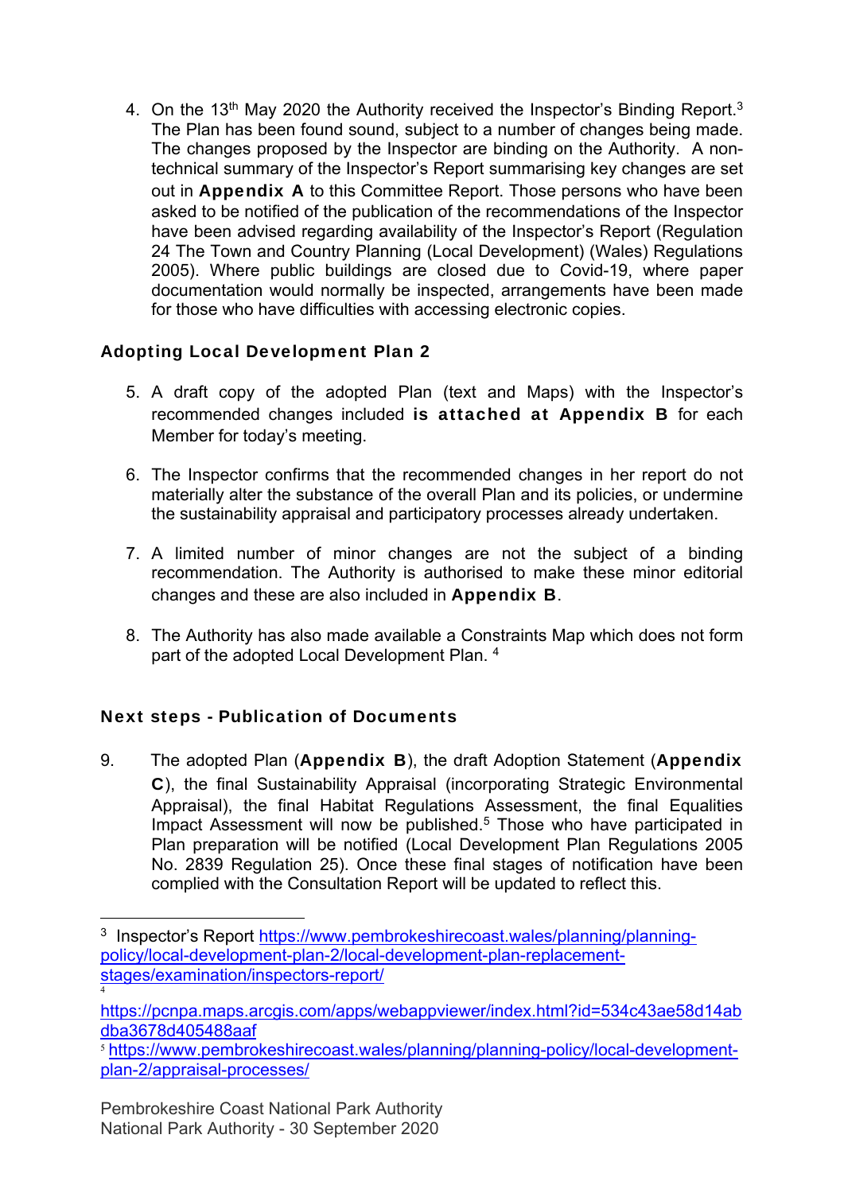4. On the 13th May 2020 the Authority received the Inspector's Binding Report.[3] The Plan has been found sound, subject to a number of changes being made. The changes proposed by the Inspector are binding on the Authority. A non-technical summary of the Inspector's Report summarising key changes are set out in **Appendix A** to this Committee Report. Those persons who have been asked to be notified of the publication of the recommendations of the Inspector have been advised regarding availability of the Inspector's Report (Regulation 24 The Town and Country Planning (Local Development) (Wales) Regulations 2005). Where public buildings are closed due to Covid-19, where paper documentation would normally be inspected, arrangements have been made for those who have difficulties with accessing electronic copies.

### Adopting Local Development Plan 2

5. A draft copy of the adopted Plan (text and Maps) with the Inspector's recommended changes included **is attached at Appendix B** for each Member for today's meeting.

6. The Inspector confirms that the recommended changes in her report do not materially alter the substance of the overall Plan and its policies, or undermine the sustainability appraisal and participatory processes already undertaken.

7. A limited number of minor changes are not the subject of a binding recommendation. The Authority is authorised to make these minor editorial changes and these are also included in **Appendix B**.

8. The Authority has also made available a Constraints Map which does not form part of the adopted Local Development Plan.[4]

### Next steps - Publication of Documents

9. The adopted Plan (**Appendix B**), the draft Adoption Statement (**Appendix C**), the final Sustainability Appraisal (incorporating Strategic Environmental Appraisal), the final Habitat Regulations Assessment, the final Equalities Impact Assessment will now be published.[5] Those who have participated in Plan preparation will be notified (Local Development Plan Regulations 2005 No. 2839 Regulation 25). Once these final stages of notification have been complied with the Consultation Report will be updated to reflect this.

---

[3] Inspector's Report https://www.pembrokeshirecoast.wales/planning/planning-policy/local-development-plan-2/local-development-plan-replacement-stages/examination/inspectors-report/

[4] https://pcnpa.maps.arcgis.com/apps/webappviewer/index.html?id=534c43ae58d14abdba3678d405488aaf

[5] https://www.pembrokeshirecoast.wales/planning/planning-policy/local-development-plan-2/appraisal-processes/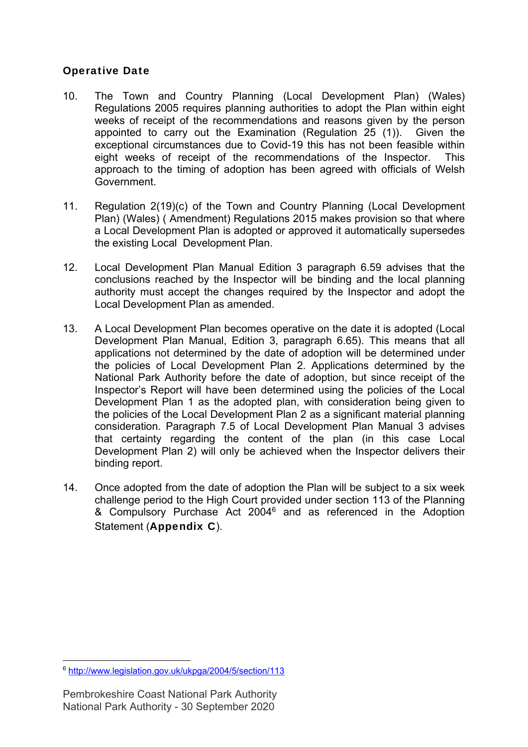### Operative Date

10. The Town and Country Planning (Local Development Plan) (Wales) Regulations 2005 requires planning authorities to adopt the Plan within eight weeks of receipt of the recommendations and reasons given by the person appointed to carry out the Examination (Regulation 25 (1)). Given the exceptional circumstances due to Covid-19 this has not been feasible within eight weeks of receipt of the recommendations of the Inspector. This approach to the timing of adoption has been agreed with officials of Welsh Government.

11. Regulation 2(19)(c) of the Town and Country Planning (Local Development Plan) (Wales) ( Amendment) Regulations 2015 makes provision so that where a Local Development Plan is adopted or approved it automatically supersedes the existing Local Development Plan.

12. Local Development Plan Manual Edition 3 paragraph 6.59 advises that the conclusions reached by the Inspector will be binding and the local planning authority must accept the changes required by the Inspector and adopt the Local Development Plan as amended.

13. A Local Development Plan becomes operative on the date it is adopted (Local Development Plan Manual, Edition 3, paragraph 6.65). This means that all applications not determined by the date of adoption will be determined under the policies of Local Development Plan 2. Applications determined by the National Park Authority before the date of adoption, but since receipt of the Inspector's Report will have been determined using the policies of the Local Development Plan 1 as the adopted plan, with consideration being given to the policies of the Local Development Plan 2 as a significant material planning consideration. Paragraph 7.5 of Local Development Plan Manual 3 advises that certainty regarding the content of the plan (in this case Local Development Plan 2) will only be achieved when the Inspector delivers their binding report.

14. Once adopted from the date of adoption the Plan will be subject to a six week challenge period to the High Court provided under section 113 of the Planning & Compulsory Purchase Act 2004[6] and as referenced in the Adoption Statement (**Appendix C**).

[6] http://www.legislation.gov.uk/ukpga/2004/5/section/113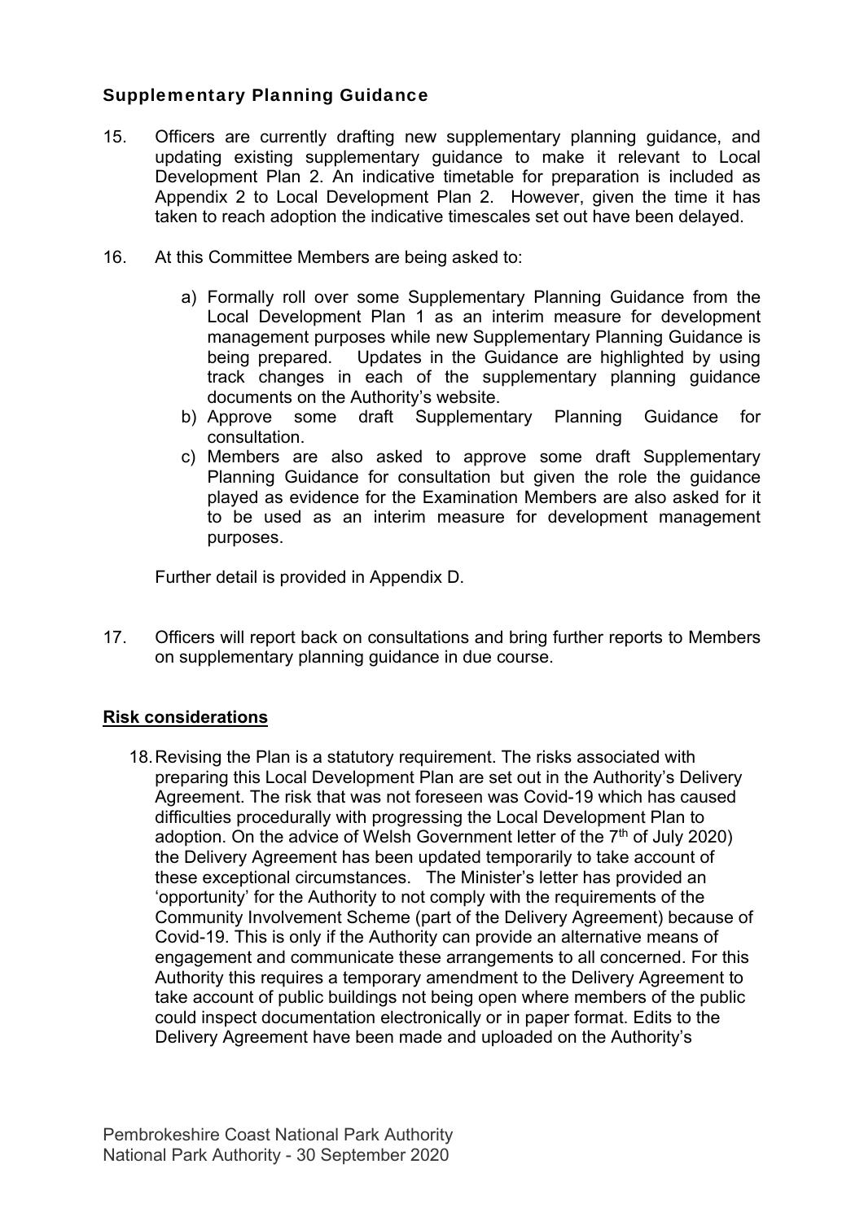### Supplementary Planning Guidance

15. Officers are currently drafting new supplementary planning guidance, and updating existing supplementary guidance to make it relevant to Local Development Plan 2. An indicative timetable for preparation is included as Appendix 2 to Local Development Plan 2. However, given the time it has taken to reach adoption the indicative timescales set out have been delayed.

16. At this Committee Members are being asked to:

    a) Formally roll over some Supplementary Planning Guidance from the Local Development Plan 1 as an interim measure for development management purposes while new Supplementary Planning Guidance is being prepared. Updates in the Guidance are highlighted by using track changes in each of the supplementary planning guidance documents on the Authority's website.
    b) Approve some draft Supplementary Planning Guidance for consultation.
    c) Members are also asked to approve some draft Supplementary Planning Guidance for consultation but given the role the guidance played as evidence for the Examination Members are also asked for it to be used as an interim measure for development management purposes.

    Further detail is provided in Appendix D.

17. Officers will report back on consultations and bring further reports to Members on supplementary planning guidance in due course.

**Risk considerations**

18. Revising the Plan is a statutory requirement. The risks associated with preparing this Local Development Plan are set out in the Authority's Delivery Agreement. The risk that was not foreseen was Covid-19 which has caused difficulties procedurally with progressing the Local Development Plan to adoption. On the advice of Welsh Government letter of the 7th of July 2020) the Delivery Agreement has been updated temporarily to take account of these exceptional circumstances. The Minister's letter has provided an 'opportunity' for the Authority to not comply with the requirements of the Community Involvement Scheme (part of the Delivery Agreement) because of Covid-19. This is only if the Authority can provide an alternative means of engagement and communicate these arrangements to all concerned. For this Authority this requires a temporary amendment to the Delivery Agreement to take account of public buildings not being open where members of the public could inspect documentation electronically or in paper format. Edits to the Delivery Agreement have been made and uploaded on the Authority's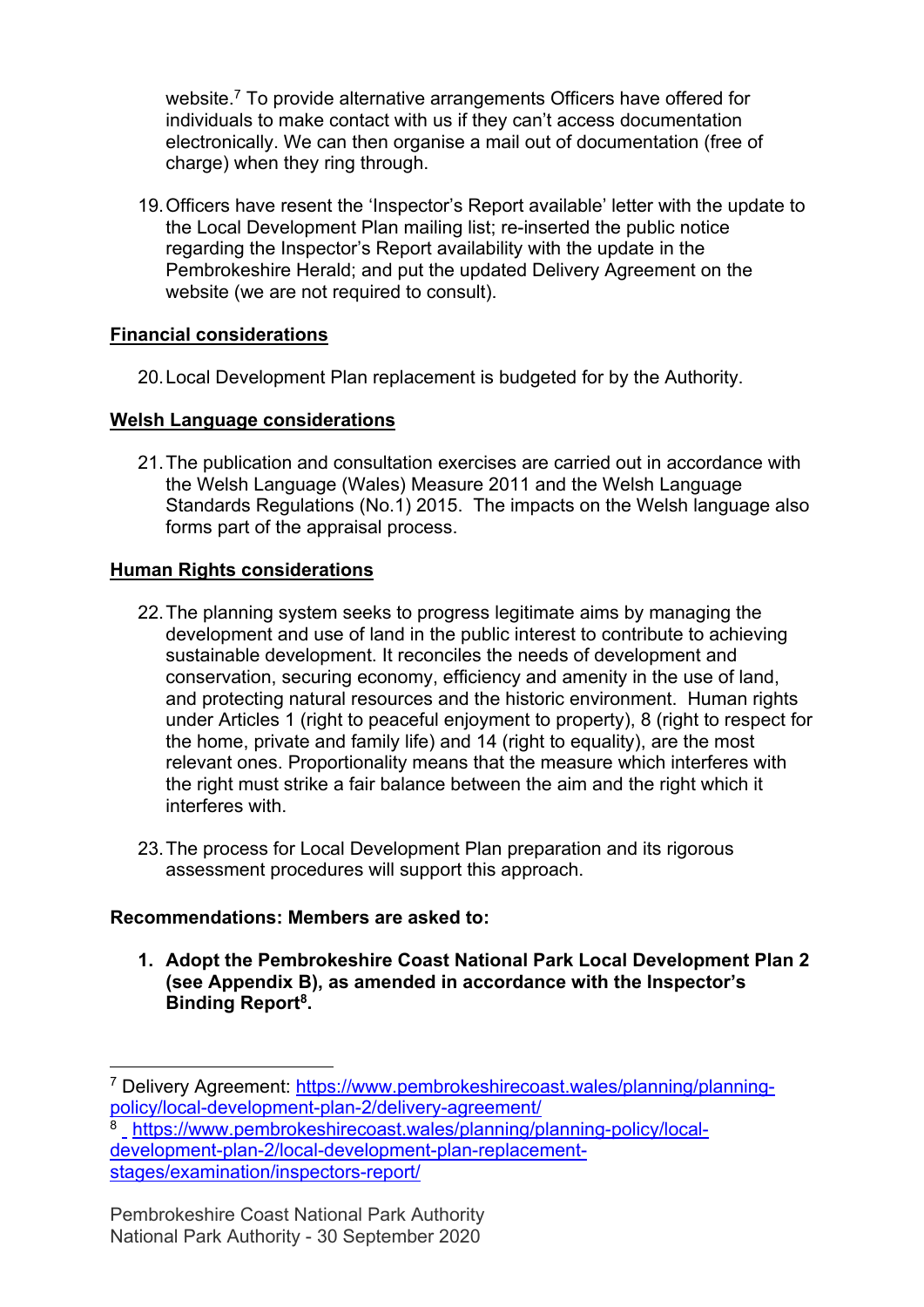website.[7] To provide alternative arrangements Officers have offered for individuals to make contact with us if they can't access documentation electronically. We can then organise a mail out of documentation (free of charge) when they ring through.

19. Officers have resent the 'Inspector's Report available' letter with the update to the Local Development Plan mailing list; re-inserted the public notice regarding the Inspector's Report availability with the update in the Pembrokeshire Herald; and put the updated Delivery Agreement on the website (we are not required to consult).

**Financial considerations**

20. Local Development Plan replacement is budgeted for by the Authority.

**Welsh Language considerations**

21. The publication and consultation exercises are carried out in accordance with the Welsh Language (Wales) Measure 2011 and the Welsh Language Standards Regulations (No.1) 2015. The impacts on the Welsh language also forms part of the appraisal process.

**Human Rights considerations**

22. The planning system seeks to progress legitimate aims by managing the development and use of land in the public interest to contribute to achieving sustainable development. It reconciles the needs of development and conservation, securing economy, efficiency and amenity in the use of land, and protecting natural resources and the historic environment. Human rights under Articles 1 (right to peaceful enjoyment to property), 8 (right to respect for the home, private and family life) and 14 (right to equality), are the most relevant ones. Proportionality means that the measure which interferes with the right must strike a fair balance between the aim and the right which it interferes with.

23. The process for Local Development Plan preparation and its rigorous assessment procedures will support this approach.

**Recommendations: Members are asked to:**

1. **Adopt the Pembrokeshire Coast National Park Local Development Plan 2 (see Appendix B), as amended in accordance with the Inspector's Binding Report[8].**

---

[7] Delivery Agreement: https://www.pembrokeshirecoast.wales/planning/planning-policy/local-development-plan-2/delivery-agreement/

[8] https://www.pembrokeshirecoast.wales/planning/planning-policy/local-development-plan-2/local-development-plan-replacement-stages/examination/inspectors-report/

Pembrokeshire Coast National Park Authority
National Park Authority - 30 September 2020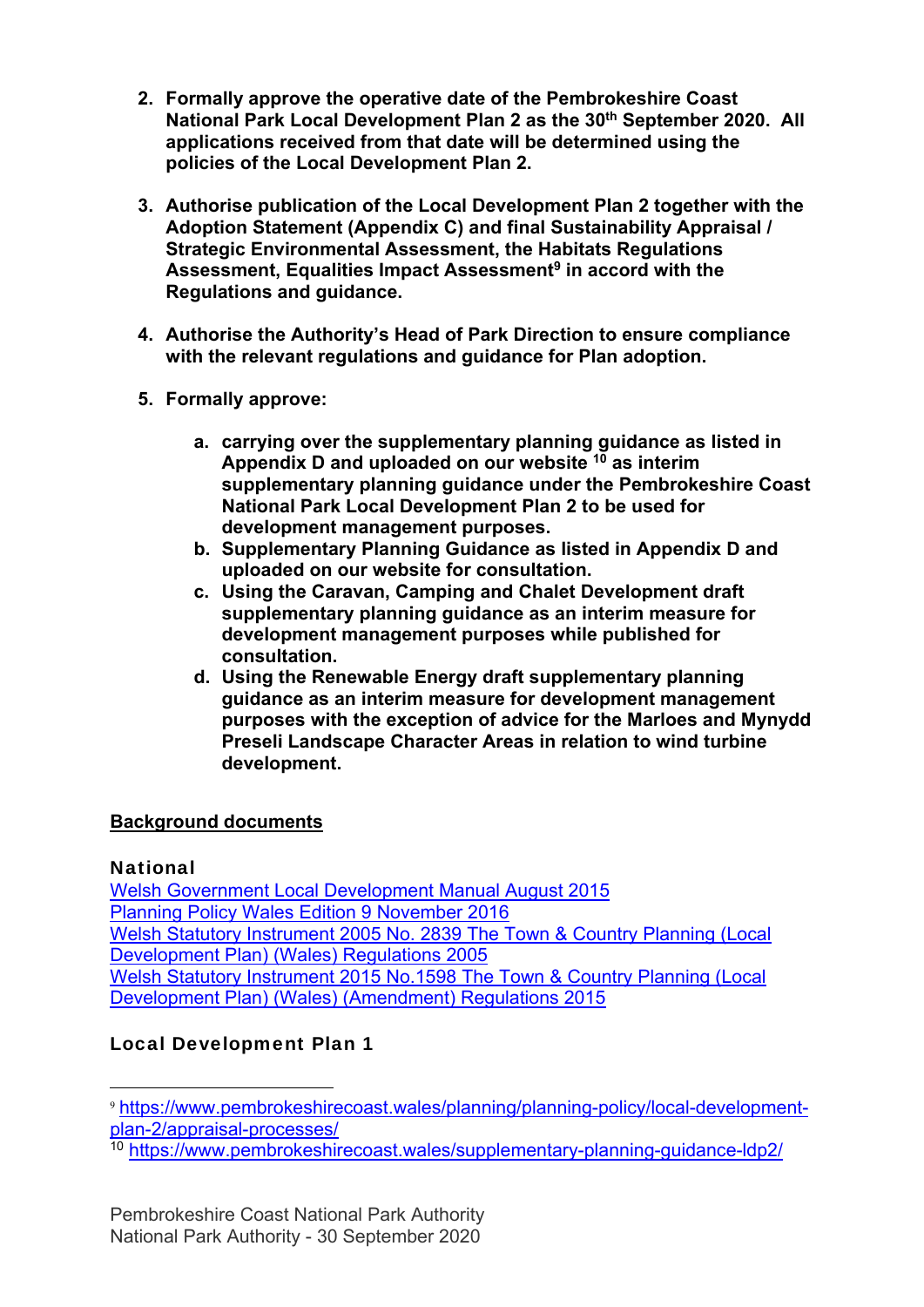2. **Formally approve the operative date of the Pembrokeshire Coast National Park Local Development Plan 2 as the 30th September 2020. All applications received from that date will be determined using the policies of the Local Development Plan 2.**

3. **Authorise publication of the Local Development Plan 2 together with the Adoption Statement (Appendix C) and final Sustainability Appraisal / Strategic Environmental Assessment, the Habitats Regulations Assessment, Equalities Impact Assessment[9] in accord with the Regulations and guidance.**

4. **Authorise the Authority's Head of Park Direction to ensure compliance with the relevant regulations and guidance for Plan adoption.**

5. **Formally approve:**

    a. **carrying over the supplementary planning guidance as listed in Appendix D and uploaded on our website [10] as interim supplementary planning guidance under the Pembrokeshire Coast National Park Local Development Plan 2 to be used for development management purposes.**

    b. **Supplementary Planning Guidance as listed in Appendix D and uploaded on our website for consultation.**

    c. **Using the Caravan, Camping and Chalet Development draft supplementary planning guidance as an interim measure for development management purposes while published for consultation.**

    d. **Using the Renewable Energy draft supplementary planning guidance as an interim measure for development management purposes with the exception of advice for the Marloes and Mynydd Preseli Landscape Character Areas in relation to wind turbine development.**

**Background documents**

### National

Welsh Government Local Development Manual August 2015
Planning Policy Wales Edition 9 November 2016
Welsh Statutory Instrument 2005 No. 2839 The Town & Country Planning (Local Development Plan) (Wales) Regulations 2005
Welsh Statutory Instrument 2015 No.1598 The Town & Country Planning (Local Development Plan) (Wales) (Amendment) Regulations 2015

### Local Development Plan 1

[9] https://www.pembrokeshirecoast.wales/planning/planning-policy/local-development-plan-2/appraisal-processes/
[10] https://www.pembrokeshirecoast.wales/supplementary-planning-guidance-ldp2/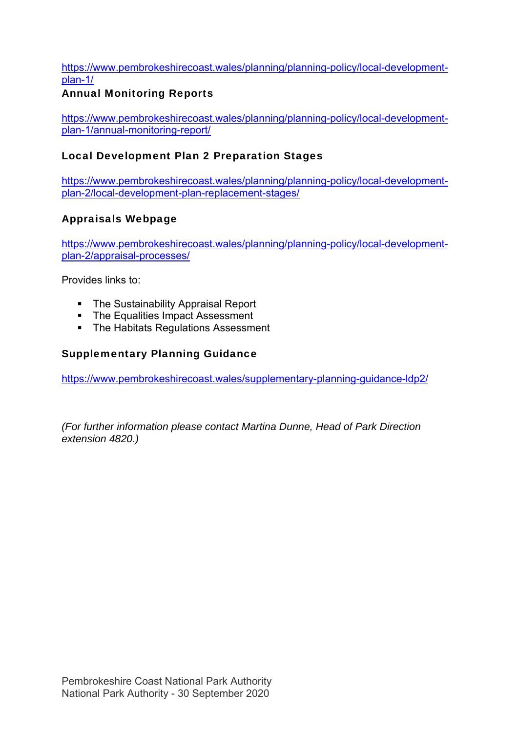https://www.pembrokeshirecoast.wales/planning/planning-policy/local-development-plan-1/

**Annual Monitoring Reports**

https://www.pembrokeshirecoast.wales/planning/planning-policy/local-development-plan-1/annual-monitoring-report/

**Local Development Plan 2 Preparation Stages**

https://www.pembrokeshirecoast.wales/planning/planning-policy/local-development-plan-2/local-development-plan-replacement-stages/

**Appraisals Webpage**

https://www.pembrokeshirecoast.wales/planning/planning-policy/local-development-plan-2/appraisal-processes/

Provides links to:

- The Sustainability Appraisal Report
- The Equalities Impact Assessment
- The Habitats Regulations Assessment

**Supplementary Planning Guidance**

https://www.pembrokeshirecoast.wales/supplementary-planning-guidance-ldp2/

*(For further information please contact Martina Dunne, Head of Park Direction extension 4820.)*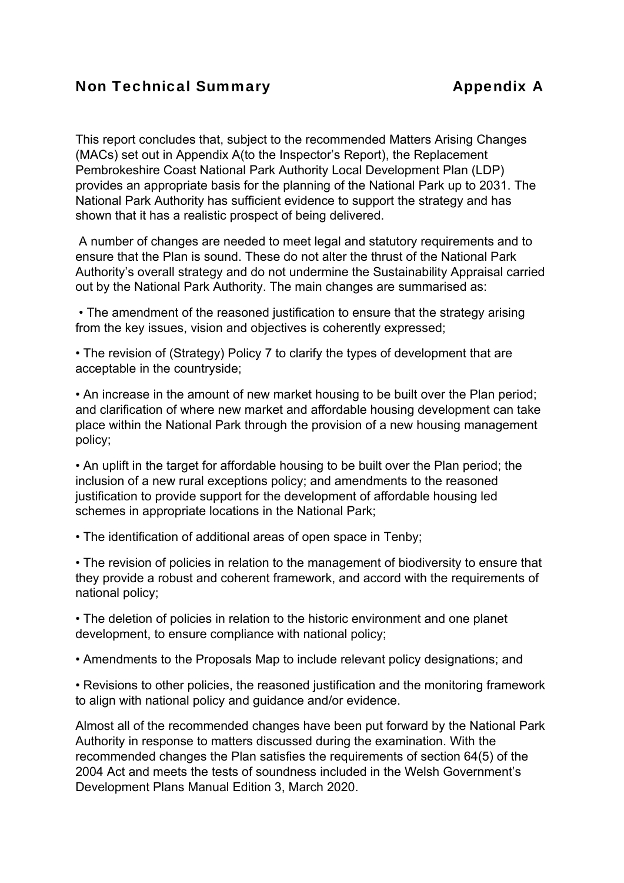## Non Technical Summary Appendix A

This report concludes that, subject to the recommended Matters Arising Changes (MACs) set out in Appendix A(to the Inspector's Report), the Replacement Pembrokeshire Coast National Park Authority Local Development Plan (LDP) provides an appropriate basis for the planning of the National Park up to 2031. The National Park Authority has sufficient evidence to support the strategy and has shown that it has a realistic prospect of being delivered.

A number of changes are needed to meet legal and statutory requirements and to ensure that the Plan is sound. These do not alter the thrust of the National Park Authority's overall strategy and do not undermine the Sustainability Appraisal carried out by the National Park Authority. The main changes are summarised as:

- The amendment of the reasoned justification to ensure that the strategy arising from the key issues, vision and objectives is coherently expressed;
- The revision of (Strategy) Policy 7 to clarify the types of development that are acceptable in the countryside;
- An increase in the amount of new market housing to be built over the Plan period; and clarification of where new market and affordable housing development can take place within the National Park through the provision of a new housing management policy;
- An uplift in the target for affordable housing to be built over the Plan period; the inclusion of a new rural exceptions policy; and amendments to the reasoned justification to provide support for the development of affordable housing led schemes in appropriate locations in the National Park;
- The identification of additional areas of open space in Tenby;
- The revision of policies in relation to the management of biodiversity to ensure that they provide a robust and coherent framework, and accord with the requirements of national policy;
- The deletion of policies in relation to the historic environment and one planet development, to ensure compliance with national policy;
- Amendments to the Proposals Map to include relevant policy designations; and
- Revisions to other policies, the reasoned justification and the monitoring framework to align with national policy and guidance and/or evidence.

Almost all of the recommended changes have been put forward by the National Park Authority in response to matters discussed during the examination. With the recommended changes the Plan satisfies the requirements of section 64(5) of the 2004 Act and meets the tests of soundness included in the Welsh Government's Development Plans Manual Edition 3, March 2020.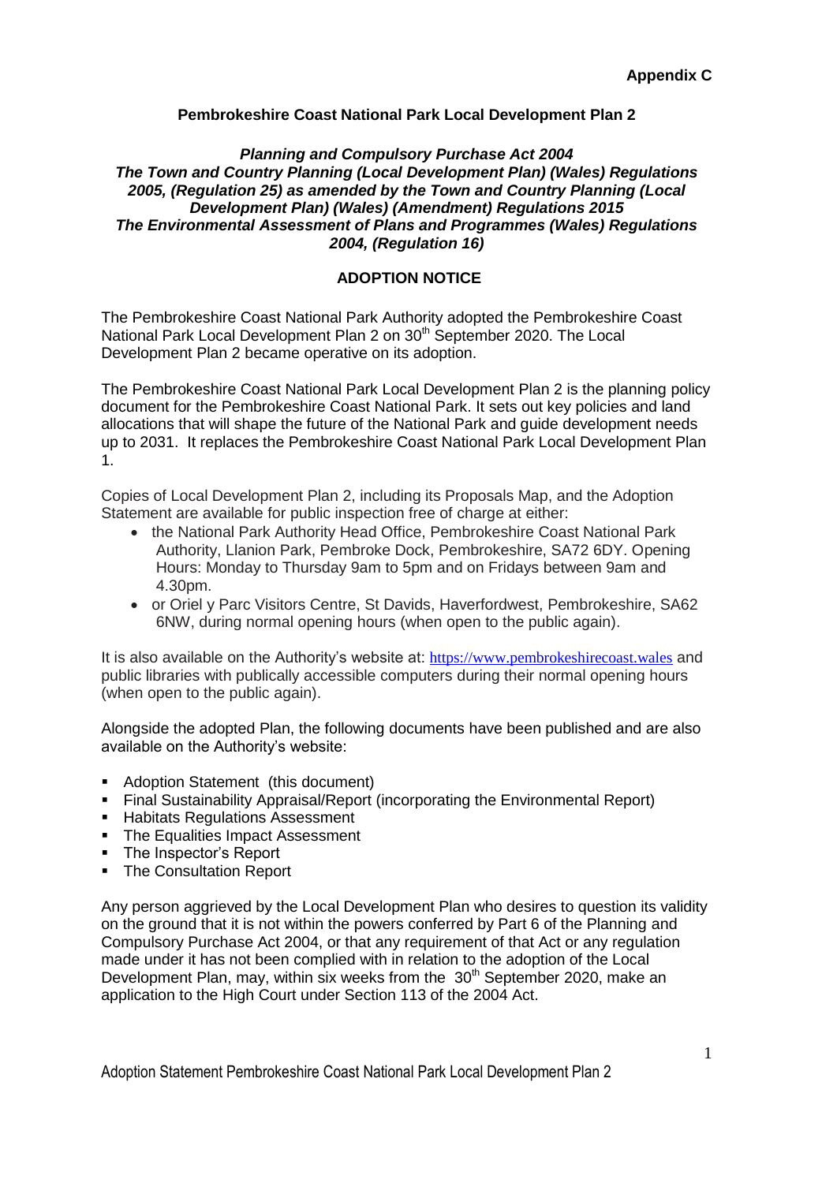**Appendix C**

## Pembrokeshire Coast National Park Local Development Plan 2

***Planning and Compulsory Purchase Act 2004***
***The Town and Country Planning (Local Development Plan) (Wales) Regulations 2005, (Regulation 25) as amended by the Town and Country Planning (Local Development Plan) (Wales) (Amendment) Regulations 2015***
***The Environmental Assessment of Plans and Programmes (Wales) Regulations 2004, (Regulation 16)***

### ADOPTION NOTICE

The Pembrokeshire Coast National Park Authority adopted the Pembrokeshire Coast National Park Local Development Plan 2 on 30th September 2020. The Local Development Plan 2 became operative on its adoption.

The Pembrokeshire Coast National Park Local Development Plan 2 is the planning policy document for the Pembrokeshire Coast National Park. It sets out key policies and land allocations that will shape the future of the National Park and guide development needs up to 2031. It replaces the Pembrokeshire Coast National Park Local Development Plan 1.

Copies of Local Development Plan 2, including its Proposals Map, and the Adoption Statement are available for public inspection free of charge at either:

- the National Park Authority Head Office, Pembrokeshire Coast National Park Authority, Llanion Park, Pembroke Dock, Pembrokeshire, SA72 6DY. Opening Hours: Monday to Thursday 9am to 5pm and on Fridays between 9am and 4.30pm.
- or Oriel y Parc Visitors Centre, St Davids, Haverfordwest, Pembrokeshire, SA62 6NW, during normal opening hours (when open to the public again).

It is also available on the Authority's website at: https://www.pembrokeshirecoast.wales and public libraries with publically accessible computers during their normal opening hours (when open to the public again).

Alongside the adopted Plan, the following documents have been published and are also available on the Authority's website:

- Adoption Statement (this document)
- Final Sustainability Appraisal/Report (incorporating the Environmental Report)
- Habitats Regulations Assessment
- The Equalities Impact Assessment
- The Inspector's Report
- The Consultation Report

Any person aggrieved by the Local Development Plan who desires to question its validity on the ground that it is not within the powers conferred by Part 6 of the Planning and Compulsory Purchase Act 2004, or that any requirement of that Act or any regulation made under it has not been complied with in relation to the adoption of the Local Development Plan, may, within six weeks from the 30th September 2020, make an application to the High Court under Section 113 of the 2004 Act.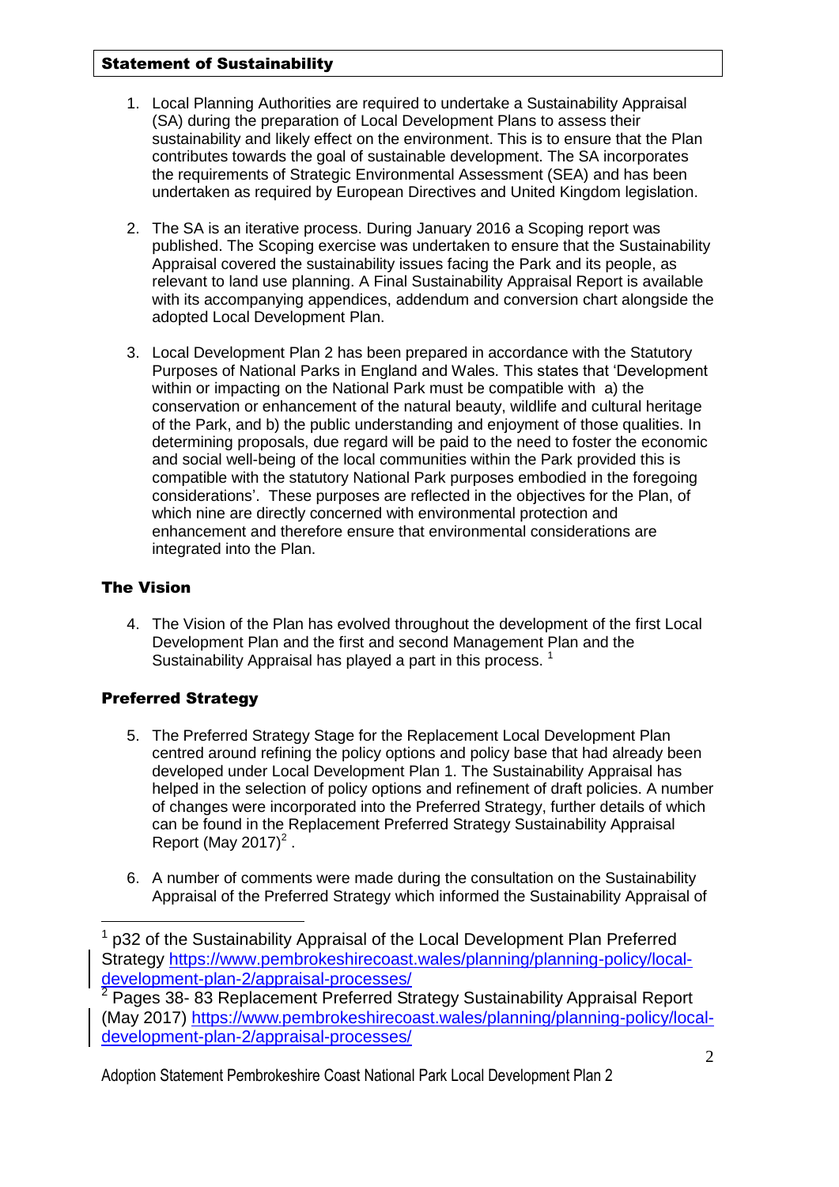## Statement of Sustainability

1. Local Planning Authorities are required to undertake a Sustainability Appraisal (SA) during the preparation of Local Development Plans to assess their sustainability and likely effect on the environment. This is to ensure that the Plan contributes towards the goal of sustainable development. The SA incorporates the requirements of Strategic Environmental Assessment (SEA) and has been undertaken as required by European Directives and United Kingdom legislation.

2. The SA is an iterative process. During January 2016 a Scoping report was published. The Scoping exercise was undertaken to ensure that the Sustainability Appraisal covered the sustainability issues facing the Park and its people, as relevant to land use planning. A Final Sustainability Appraisal Report is available with its accompanying appendices, addendum and conversion chart alongside the adopted Local Development Plan.

3. Local Development Plan 2 has been prepared in accordance with the Statutory Purposes of National Parks in England and Wales. This states that 'Development within or impacting on the National Park must be compatible with a) the conservation or enhancement of the natural beauty, wildlife and cultural heritage of the Park, and b) the public understanding and enjoyment of those qualities. In determining proposals, due regard will be paid to the need to foster the economic and social well-being of the local communities within the Park provided this is compatible with the statutory National Park purposes embodied in the foregoing considerations'. These purposes are reflected in the objectives for the Plan, of which nine are directly concerned with environmental protection and enhancement and therefore ensure that environmental considerations are integrated into the Plan.

### The Vision

4. The Vision of the Plan has evolved throughout the development of the first Local Development Plan and the first and second Management Plan and the Sustainability Appraisal has played a part in this process. [1]

### Preferred Strategy

5. The Preferred Strategy Stage for the Replacement Local Development Plan centred around refining the policy options and policy base that had already been developed under Local Development Plan 1. The Sustainability Appraisal has helped in the selection of policy options and refinement of draft policies. A number of changes were incorporated into the Preferred Strategy, further details of which can be found in the Replacement Preferred Strategy Sustainability Appraisal Report (May 2017)[2].

6. A number of comments were made during the consultation on the Sustainability Appraisal of the Preferred Strategy which informed the Sustainability Appraisal of

---

[1] p32 of the Sustainability Appraisal of the Local Development Plan Preferred Strategy https://www.pembrokeshirecoast.wales/planning/planning-policy/local-development-plan-2/appraisal-processes/

[2] Pages 38- 83 Replacement Preferred Strategy Sustainability Appraisal Report (May 2017) https://www.pembrokeshirecoast.wales/planning/planning-policy/local-development-plan-2/appraisal-processes/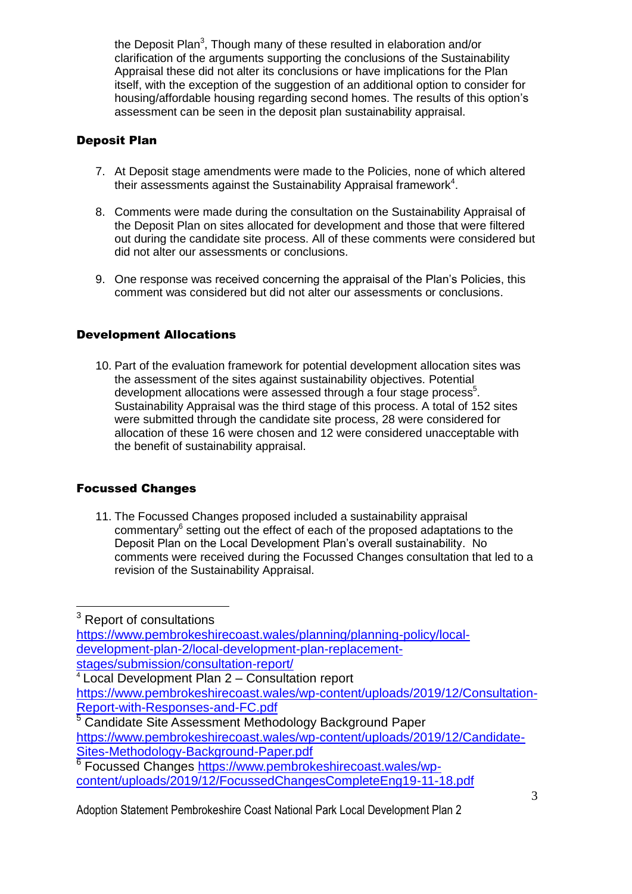the Deposit Plan[3], Though many of these resulted in elaboration and/or clarification of the arguments supporting the conclusions of the Sustainability Appraisal these did not alter its conclusions or have implications for the Plan itself, with the exception of the suggestion of an additional option to consider for housing/affordable housing regarding second homes. The results of this option's assessment can be seen in the deposit plan sustainability appraisal.

## Deposit Plan

7. At Deposit stage amendments were made to the Policies, none of which altered their assessments against the Sustainability Appraisal framework[4].

8. Comments were made during the consultation on the Sustainability Appraisal of the Deposit Plan on sites allocated for development and those that were filtered out during the candidate site process. All of these comments were considered but did not alter our assessments or conclusions.

9. One response was received concerning the appraisal of the Plan's Policies, this comment was considered but did not alter our assessments or conclusions.

## Development Allocations

10. Part of the evaluation framework for potential development allocation sites was the assessment of the sites against sustainability objectives. Potential development allocations were assessed through a four stage process[5]. Sustainability Appraisal was the third stage of this process. A total of 152 sites were submitted through the candidate site process, 28 were considered for allocation of these 16 were chosen and 12 were considered unacceptable with the benefit of sustainability appraisal.

## Focussed Changes

11. The Focussed Changes proposed included a sustainability appraisal commentary[6] setting out the effect of each of the proposed adaptations to the Deposit Plan on the Local Development Plan's overall sustainability. No comments were received during the Focussed Changes consultation that led to a revision of the Sustainability Appraisal.

---

[3] Report of consultations https://www.pembrokeshirecoast.wales/planning/planning-policy/local-development-plan-2/local-development-plan-replacement-stages/submission/consultation-report/

[4] Local Development Plan 2 – Consultation report https://www.pembrokeshirecoast.wales/wp-content/uploads/2019/12/Consultation-Report-with-Responses-and-FC.pdf

[5] Candidate Site Assessment Methodology Background Paper https://www.pembrokeshirecoast.wales/wp-content/uploads/2019/12/Candidate-Sites-Methodology-Background-Paper.pdf

[6] Focussed Changes https://www.pembrokeshirecoast.wales/wp-content/uploads/2019/12/FocussedChangesCompleteEng19-11-18.pdf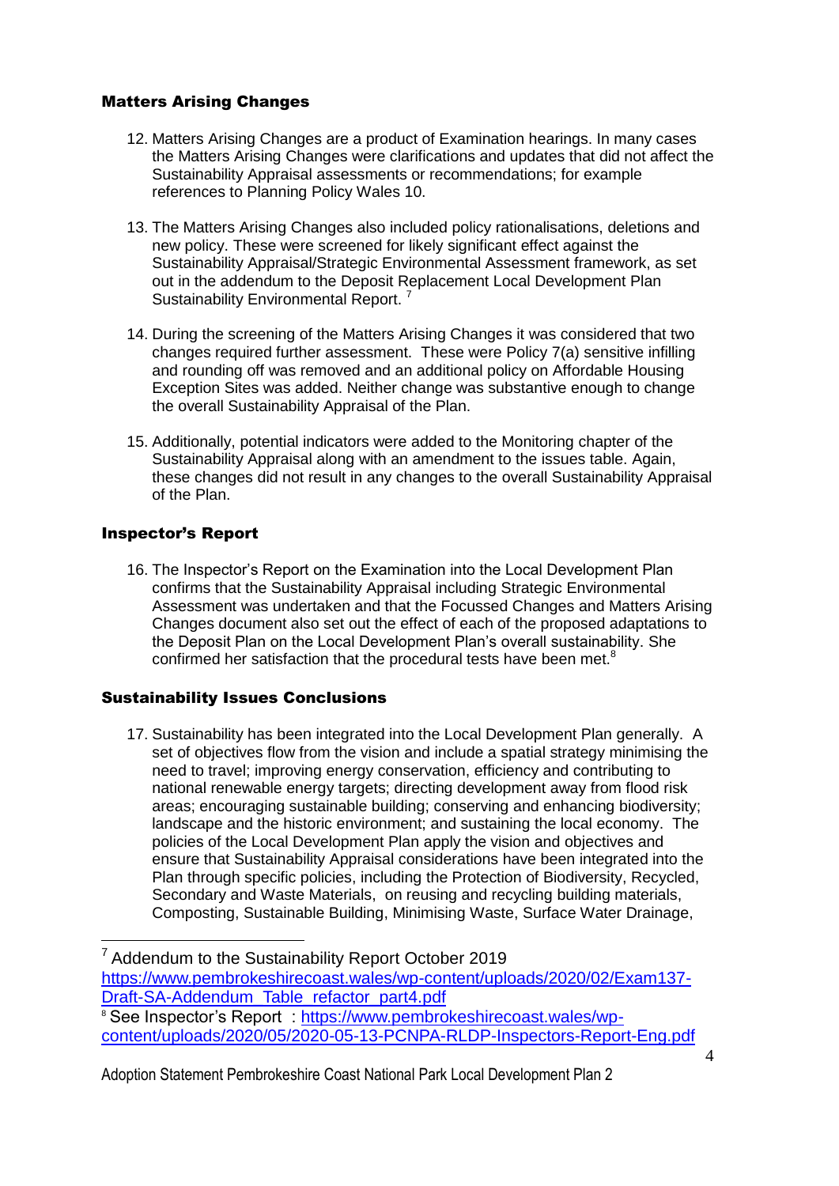## Matters Arising Changes

12. Matters Arising Changes are a product of Examination hearings. In many cases the Matters Arising Changes were clarifications and updates that did not affect the Sustainability Appraisal assessments or recommendations; for example references to Planning Policy Wales 10.

13. The Matters Arising Changes also included policy rationalisations, deletions and new policy. These were screened for likely significant effect against the Sustainability Appraisal/Strategic Environmental Assessment framework, as set out in the addendum to the Deposit Replacement Local Development Plan Sustainability Environmental Report. [7]

14. During the screening of the Matters Arising Changes it was considered that two changes required further assessment. These were Policy 7(a) sensitive infilling and rounding off was removed and an additional policy on Affordable Housing Exception Sites was added. Neither change was substantive enough to change the overall Sustainability Appraisal of the Plan.

15. Additionally, potential indicators were added to the Monitoring chapter of the Sustainability Appraisal along with an amendment to the issues table. Again, these changes did not result in any changes to the overall Sustainability Appraisal of the Plan.

## Inspector's Report

16. The Inspector's Report on the Examination into the Local Development Plan confirms that the Sustainability Appraisal including Strategic Environmental Assessment was undertaken and that the Focussed Changes and Matters Arising Changes document also set out the effect of each of the proposed adaptations to the Deposit Plan on the Local Development Plan's overall sustainability. She confirmed her satisfaction that the procedural tests have been met.[8]

## Sustainability Issues Conclusions

17. Sustainability has been integrated into the Local Development Plan generally. A set of objectives flow from the vision and include a spatial strategy minimising the need to travel; improving energy conservation, efficiency and contributing to national renewable energy targets; directing development away from flood risk areas; encouraging sustainable building; conserving and enhancing biodiversity; landscape and the historic environment; and sustaining the local economy. The policies of the Local Development Plan apply the vision and objectives and ensure that Sustainability Appraisal considerations have been integrated into the Plan through specific policies, including the Protection of Biodiversity, Recycled, Secondary and Waste Materials, on reusing and recycling building materials, Composting, Sustainable Building, Minimising Waste, Surface Water Drainage,

---

[7] Addendum to the Sustainability Report October 2019 https://www.pembrokeshirecoast.wales/wp-content/uploads/2020/02/Exam137-Draft-SA-Addendum_Table_refactor_part4.pdf

[8] See Inspector's Report : https://www.pembrokeshirecoast.wales/wp-content/uploads/2020/05/2020-05-13-PCNPA-RLDP-Inspectors-Report-Eng.pdf

Adoption Statement Pembrokeshire Coast National Park Local Development Plan 2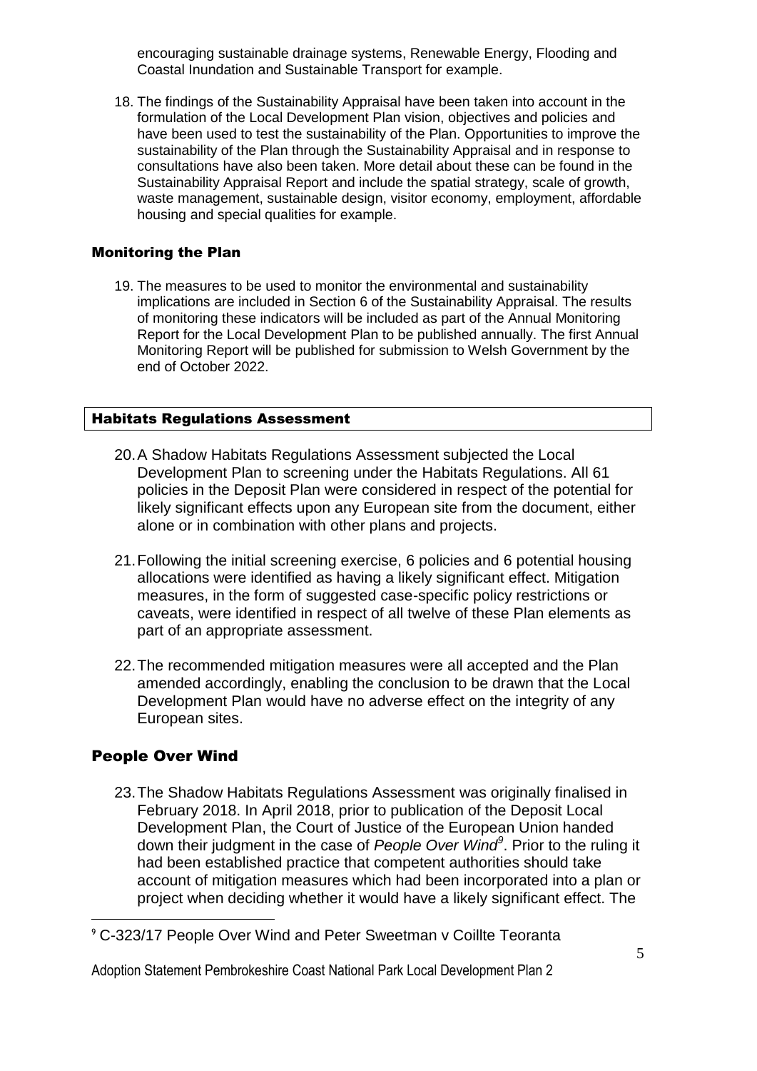encouraging sustainable drainage systems, Renewable Energy, Flooding and Coastal Inundation and Sustainable Transport for example.

18. The findings of the Sustainability Appraisal have been taken into account in the formulation of the Local Development Plan vision, objectives and policies and have been used to test the sustainability of the Plan. Opportunities to improve the sustainability of the Plan through the Sustainability Appraisal and in response to consultations have also been taken. More detail about these can be found in the Sustainability Appraisal Report and include the spatial strategy, scale of growth, waste management, sustainable design, visitor economy, employment, affordable housing and special qualities for example.

### Monitoring the Plan

19. The measures to be used to monitor the environmental and sustainability implications are included in Section 6 of the Sustainability Appraisal. The results of monitoring these indicators will be included as part of the Annual Monitoring Report for the Local Development Plan to be published annually. The first Annual Monitoring Report will be published for submission to Welsh Government by the end of October 2022.

## Habitats Regulations Assessment

20. A Shadow Habitats Regulations Assessment subjected the Local Development Plan to screening under the Habitats Regulations. All 61 policies in the Deposit Plan were considered in respect of the potential for likely significant effects upon any European site from the document, either alone or in combination with other plans and projects.

21. Following the initial screening exercise, 6 policies and 6 potential housing allocations were identified as having a likely significant effect. Mitigation measures, in the form of suggested case-specific policy restrictions or caveats, were identified in respect of all twelve of these Plan elements as part of an appropriate assessment.

22. The recommended mitigation measures were all accepted and the Plan amended accordingly, enabling the conclusion to be drawn that the Local Development Plan would have no adverse effect on the integrity of any European sites.

## People Over Wind

23. The Shadow Habitats Regulations Assessment was originally finalised in February 2018. In April 2018, prior to publication of the Deposit Local Development Plan, the Court of Justice of the European Union handed down their judgment in the case of *People Over Wind*[9]. Prior to the ruling it had been established practice that competent authorities should take account of mitigation measures which had been incorporated into a plan or project when deciding whether it would have a likely significant effect. The

[9] C-323/17 People Over Wind and Peter Sweetman v Coillte Teoranta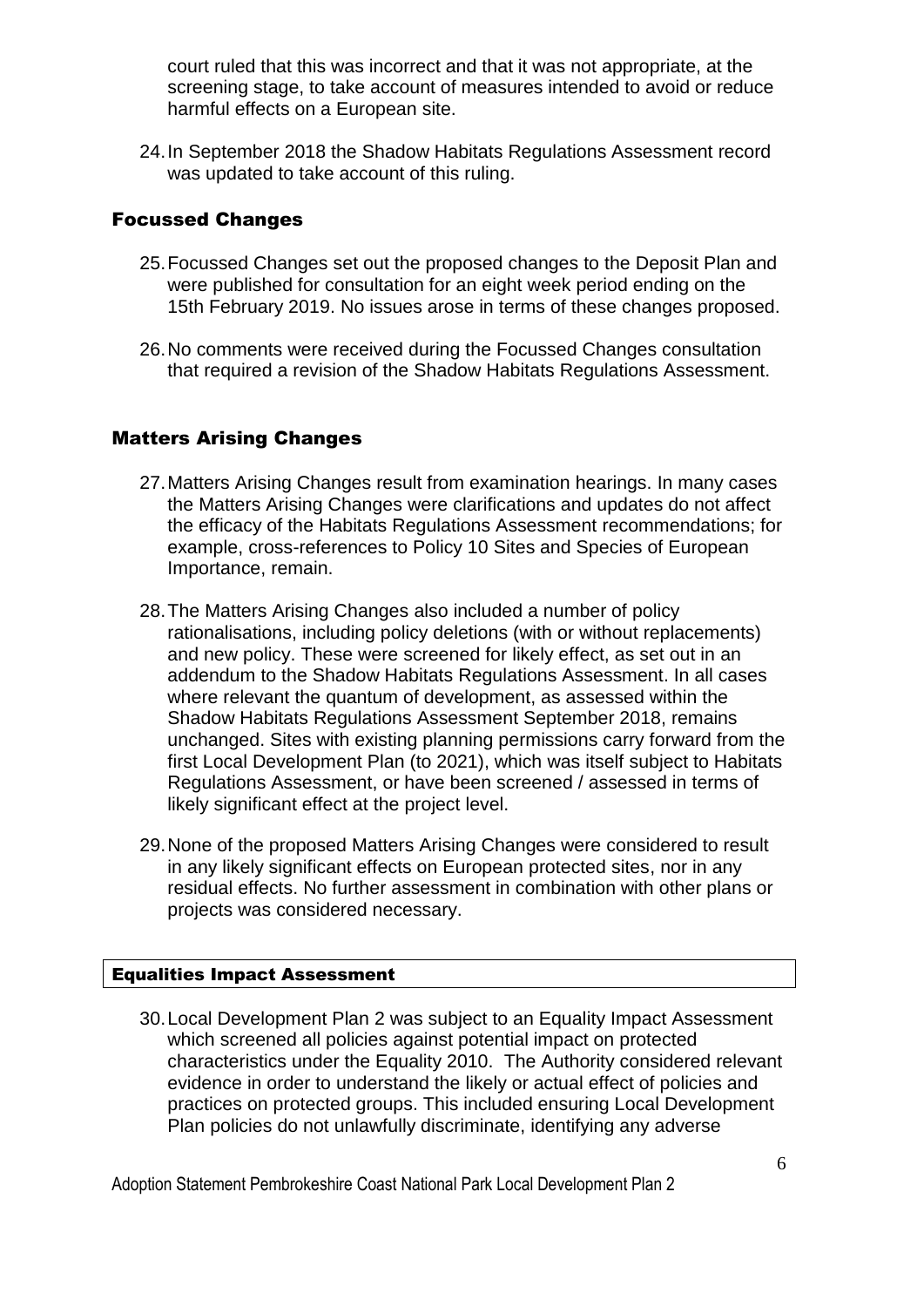court ruled that this was incorrect and that it was not appropriate, at the screening stage, to take account of measures intended to avoid or reduce harmful effects on a European site.

24. In September 2018 the Shadow Habitats Regulations Assessment record was updated to take account of this ruling.

## Focussed Changes

25. Focussed Changes set out the proposed changes to the Deposit Plan and were published for consultation for an eight week period ending on the 15th February 2019. No issues arose in terms of these changes proposed.

26. No comments were received during the Focussed Changes consultation that required a revision of the Shadow Habitats Regulations Assessment.

## Matters Arising Changes

27. Matters Arising Changes result from examination hearings. In many cases the Matters Arising Changes were clarifications and updates do not affect the efficacy of the Habitats Regulations Assessment recommendations; for example, cross-references to Policy 10 Sites and Species of European Importance, remain.

28. The Matters Arising Changes also included a number of policy rationalisations, including policy deletions (with or without replacements) and new policy. These were screened for likely effect, as set out in an addendum to the Shadow Habitats Regulations Assessment. In all cases where relevant the quantum of development, as assessed within the Shadow Habitats Regulations Assessment September 2018, remains unchanged. Sites with existing planning permissions carry forward from the first Local Development Plan (to 2021), which was itself subject to Habitats Regulations Assessment, or have been screened / assessed in terms of likely significant effect at the project level.

29. None of the proposed Matters Arising Changes were considered to result in any likely significant effects on European protected sites, nor in any residual effects. No further assessment in combination with other plans or projects was considered necessary.

## Equalities Impact Assessment

30. Local Development Plan 2 was subject to an Equality Impact Assessment which screened all policies against potential impact on protected characteristics under the Equality 2010. The Authority considered relevant evidence in order to understand the likely or actual effect of policies and practices on protected groups. This included ensuring Local Development Plan policies do not unlawfully discriminate, identifying any adverse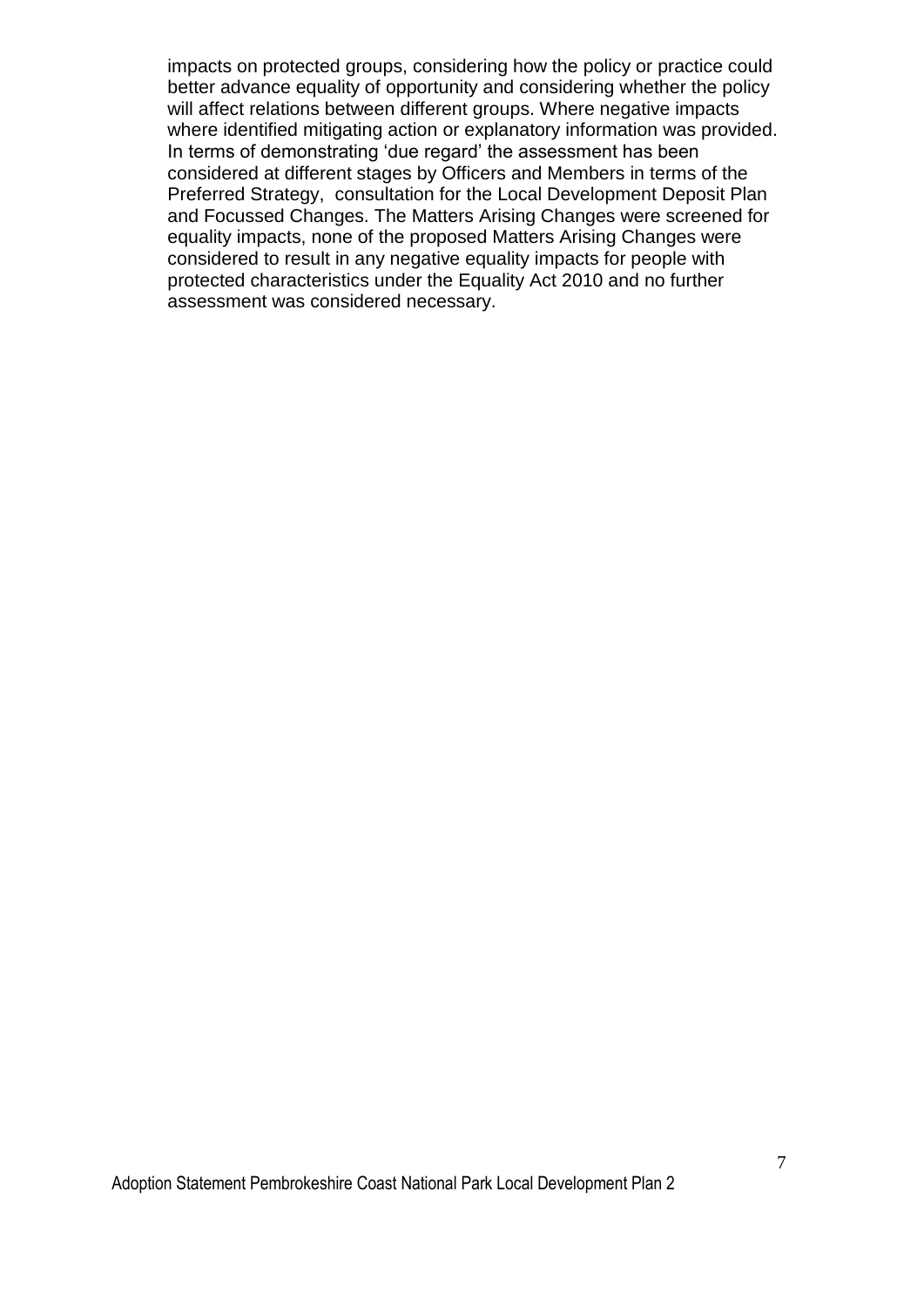impacts on protected groups, considering how the policy or practice could better advance equality of opportunity and considering whether the policy will affect relations between different groups. Where negative impacts where identified mitigating action or explanatory information was provided. In terms of demonstrating 'due regard' the assessment has been considered at different stages by Officers and Members in terms of the Preferred Strategy, consultation for the Local Development Deposit Plan and Focussed Changes. The Matters Arising Changes were screened for equality impacts, none of the proposed Matters Arising Changes were considered to result in any negative equality impacts for people with protected characteristics under the Equality Act 2010 and no further assessment was considered necessary.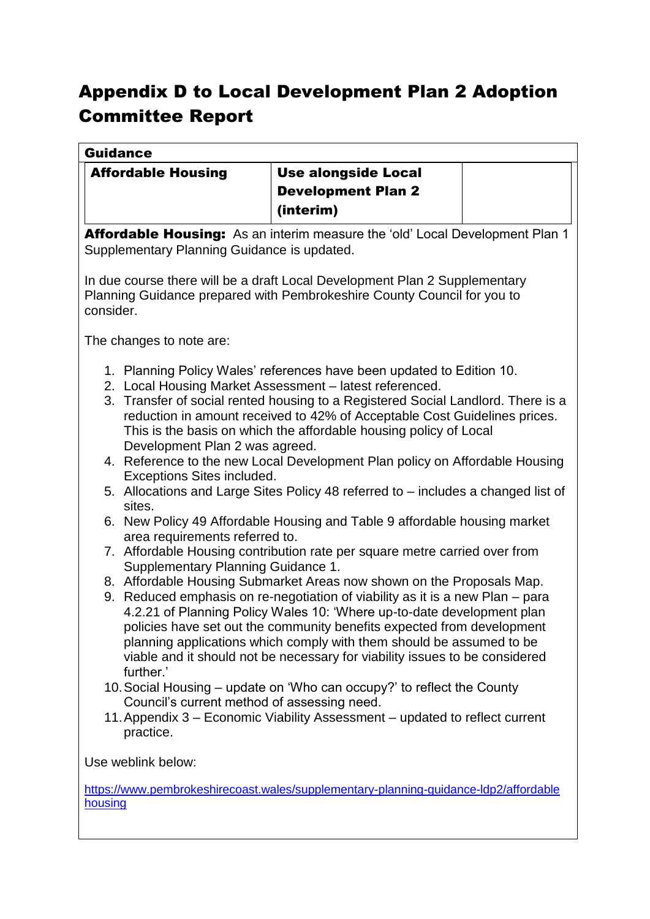# Appendix D to Local Development Plan 2 Adoption Committee Report

| Guidance | | |
|---|---|---|
| **Affordable Housing** | **Use alongside Local Development Plan 2 (interim)** | |

**Affordable Housing:** As an interim measure the 'old' Local Development Plan 1 Supplementary Planning Guidance is updated.

In due course there will be a draft Local Development Plan 2 Supplementary Planning Guidance prepared with Pembrokeshire County Council for you to consider.

The changes to note are:

1. Planning Policy Wales' references have been updated to Edition 10.
2. Local Housing Market Assessment – latest referenced.
3. Transfer of social rented housing to a Registered Social Landlord. There is a reduction in amount received to 42% of Acceptable Cost Guidelines prices. This is the basis on which the affordable housing policy of Local Development Plan 2 was agreed.
4. Reference to the new Local Development Plan policy on Affordable Housing Exceptions Sites included.
5. Allocations and Large Sites Policy 48 referred to – includes a changed list of sites.
6. New Policy 49 Affordable Housing and Table 9 affordable housing market area requirements referred to.
7. Affordable Housing contribution rate per square metre carried over from Supplementary Planning Guidance 1.
8. Affordable Housing Submarket Areas now shown on the Proposals Map.
9. Reduced emphasis on re-negotiation of viability as it is a new Plan – para 4.2.21 of Planning Policy Wales 10: 'Where up-to-date development plan policies have set out the community benefits expected from development planning applications which comply with them should be assumed to be viable and it should not be necessary for viability issues to be considered further.'
10. Social Housing – update on 'Who can occupy?' to reflect the County Council's current method of assessing need.
11. Appendix 3 – Economic Viability Assessment – updated to reflect current practice.

Use weblink below:

https://www.pembrokeshirecoast.wales/supplementary-planning-guidance-ldp2/affordable housing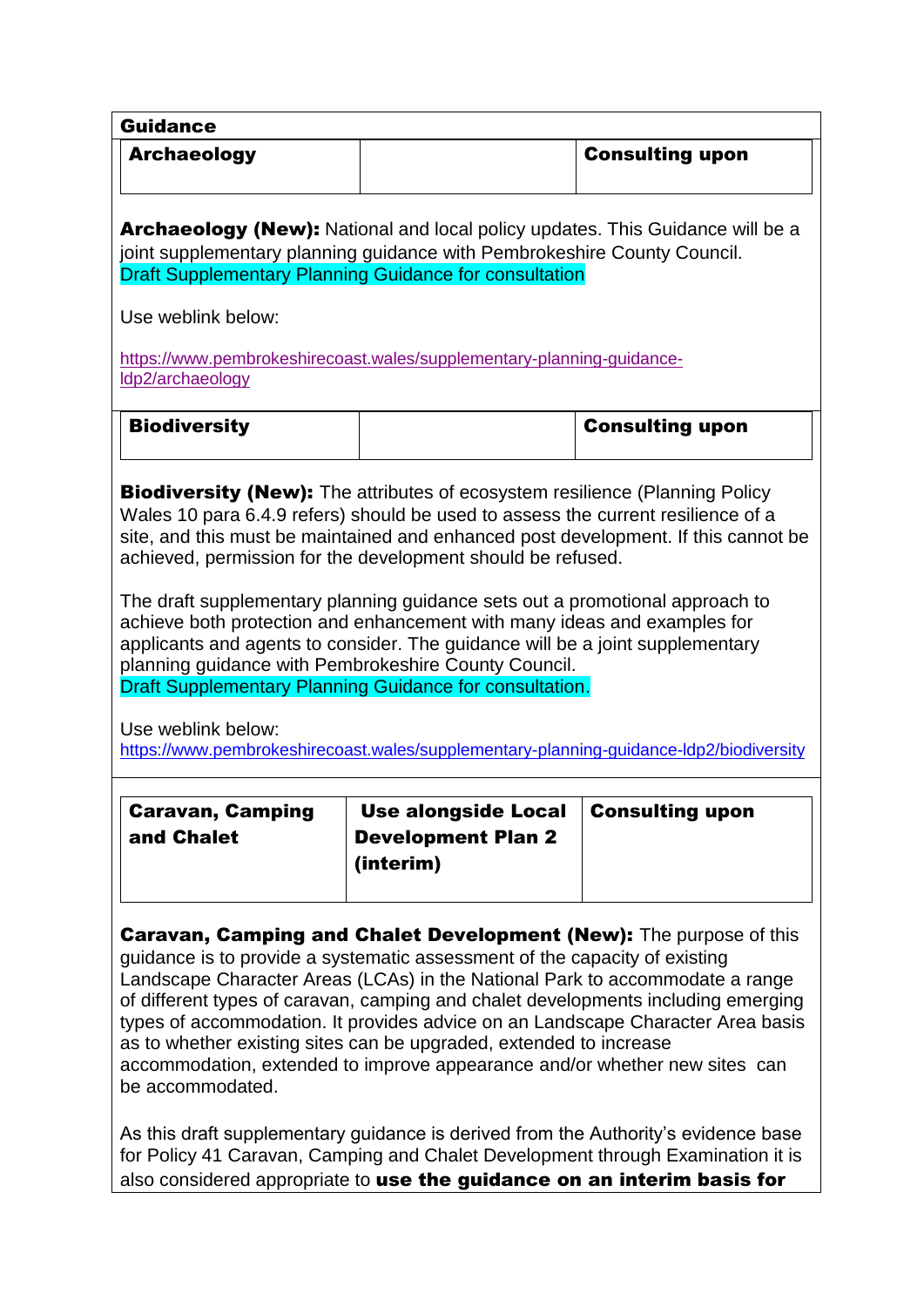**Guidance**

| **Archaeology** | | **Consulting upon** |
|---|---|---|

**Archaeology (New):** National and local policy updates. This Guidance will be a joint supplementary planning guidance with Pembrokeshire County Council. Draft Supplementary Planning Guidance for consultation

Use weblink below:

https://www.pembrokeshirecoast.wales/supplementary-planning-guidance-ldp2/archaeology

| **Biodiversity** | | **Consulting upon** |
|---|---|---|

**Biodiversity (New):** The attributes of ecosystem resilience (Planning Policy Wales 10 para 6.4.9 refers) should be used to assess the current resilience of a site, and this must be maintained and enhanced post development. If this cannot be achieved, permission for the development should be refused.

The draft supplementary planning guidance sets out a promotional approach to achieve both protection and enhancement with many ideas and examples for applicants and agents to consider. The guidance will be a joint supplementary planning guidance with Pembrokeshire County Council.
Draft Supplementary Planning Guidance for consultation.

Use weblink below:
https://www.pembrokeshirecoast.wales/supplementary-planning-guidance-ldp2/biodiversity

| **Caravan, Camping and Chalet** | **Use alongside Local Development Plan 2 (interim)** | **Consulting upon** |
|---|---|---|

**Caravan, Camping and Chalet Development (New):** The purpose of this guidance is to provide a systematic assessment of the capacity of existing Landscape Character Areas (LCAs) in the National Park to accommodate a range of different types of caravan, camping and chalet developments including emerging types of accommodation. It provides advice on an Landscape Character Area basis as to whether existing sites can be upgraded, extended to increase accommodation, extended to improve appearance and/or whether new sites can be accommodated.

As this draft supplementary guidance is derived from the Authority's evidence base for Policy 41 Caravan, Camping and Chalet Development through Examination it is also considered appropriate to **use the guidance on an interim basis for**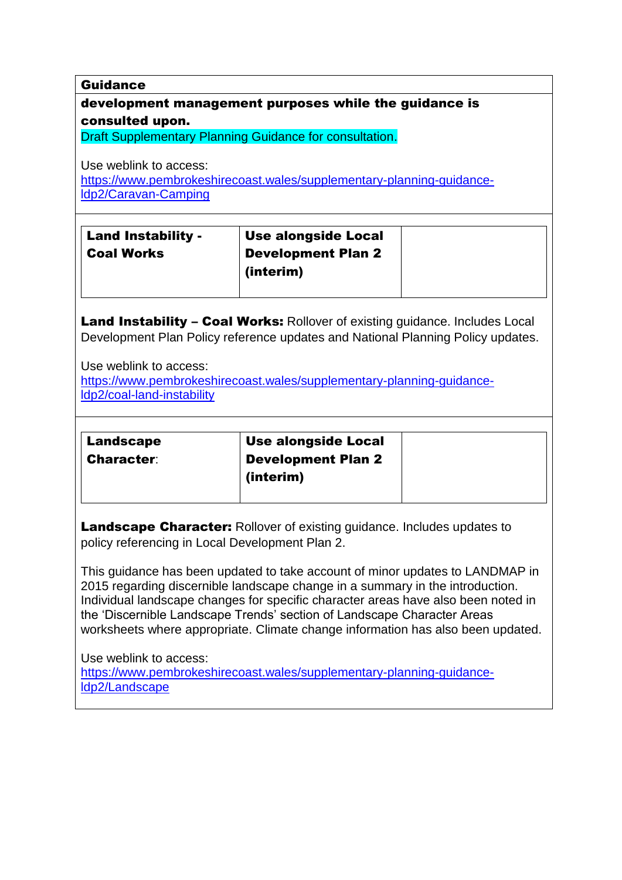| Guidance |
| --- |
| **development management purposes while the guidance is consulted upon.** |

Draft Supplementary Planning Guidance for consultation.

Use weblink to access:
https://www.pembrokeshirecoast.wales/supplementary-planning-guidance-ldp2/Caravan-Camping

| Land Instability - Coal Works | Use alongside Local Development Plan 2 (interim) | |
| --- | --- | --- |

**Land Instability – Coal Works:** Rollover of existing guidance. Includes Local Development Plan Policy reference updates and National Planning Policy updates.

Use weblink to access:
https://www.pembrokeshirecoast.wales/supplementary-planning-guidance-ldp2/coal-land-instability

| Landscape Character: | Use alongside Local Development Plan 2 (interim) | |
| --- | --- | --- |

**Landscape Character:** Rollover of existing guidance. Includes updates to policy referencing in Local Development Plan 2.

This guidance has been updated to take account of minor updates to LANDMAP in 2015 regarding discernible landscape change in a summary in the introduction. Individual landscape changes for specific character areas have also been noted in the 'Discernible Landscape Trends' section of Landscape Character Areas worksheets where appropriate. Climate change information has also been updated.

Use weblink to access:
https://www.pembrokeshirecoast.wales/supplementary-planning-guidance-ldp2/Landscape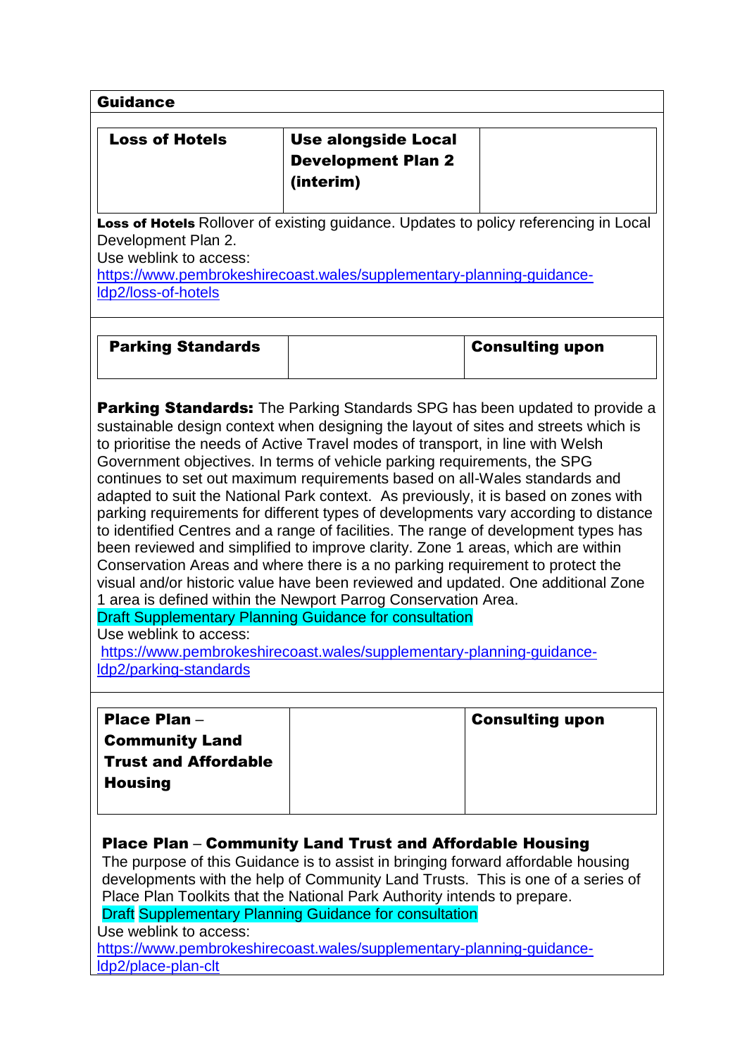**Guidance**

| Loss of Hotels | Use alongside Local Development Plan 2 (interim) | |
|---|---|---|

**Loss of Hotels** Rollover of existing guidance. Updates to policy referencing in Local Development Plan 2.
Use weblink to access:
https://www.pembrokeshirecoast.wales/supplementary-planning-guidance-ldp2/loss-of-hotels

| Parking Standards | | Consulting upon |
|---|---|---|

**Parking Standards:** The Parking Standards SPG has been updated to provide a sustainable design context when designing the layout of sites and streets which is to prioritise the needs of Active Travel modes of transport, in line with Welsh Government objectives. In terms of vehicle parking requirements, the SPG continues to set out maximum requirements based on all-Wales standards and adapted to suit the National Park context. As previously, it is based on zones with parking requirements for different types of developments vary according to distance to identified Centres and a range of facilities. The range of development types has been reviewed and simplified to improve clarity. Zone 1 areas, which are within Conservation Areas and where there is a no parking requirement to protect the visual and/or historic value have been reviewed and updated. One additional Zone 1 area is defined within the Newport Parrog Conservation Area.
Draft Supplementary Planning Guidance for consultation
Use weblink to access:
https://www.pembrokeshirecoast.wales/supplementary-planning-guidance-ldp2/parking-standards

| Place Plan – Community Land Trust and Affordable Housing | | Consulting upon |
|---|---|---|

**Place Plan – Community Land Trust and Affordable Housing**
The purpose of this Guidance is to assist in bringing forward affordable housing developments with the help of Community Land Trusts. This is one of a series of Place Plan Toolkits that the National Park Authority intends to prepare.
Draft Supplementary Planning Guidance for consultation
Use weblink to access:
https://www.pembrokeshirecoast.wales/supplementary-planning-guidance-ldp2/place-plan-clt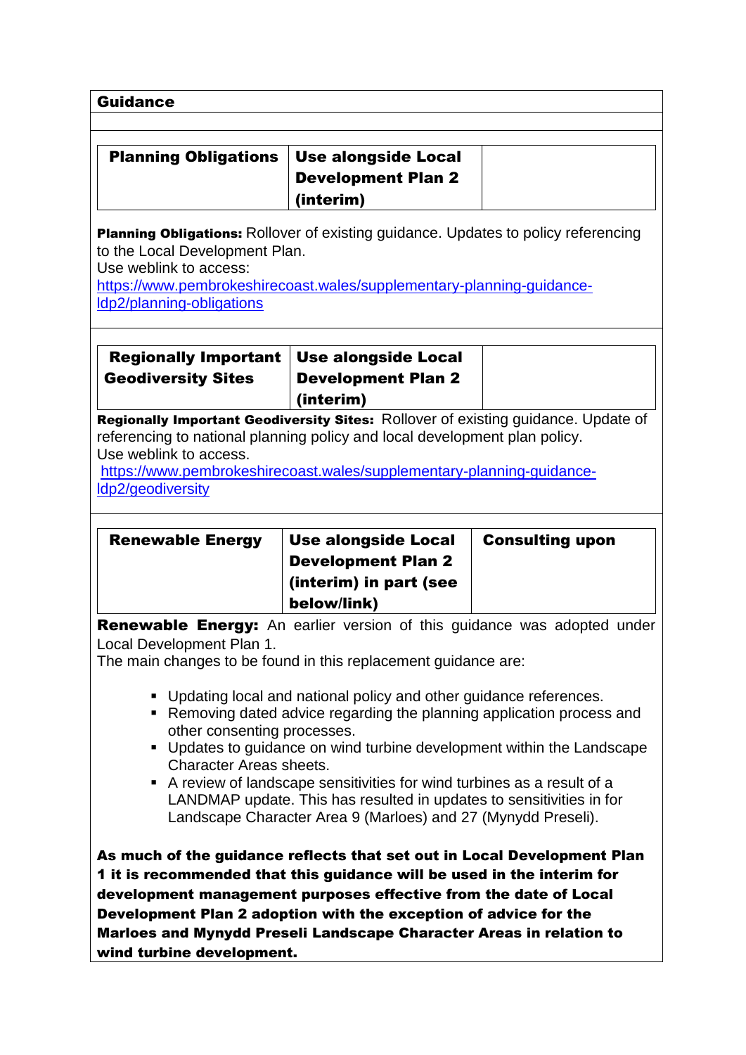| Guidance |
|---|

| Planning Obligations | Use alongside Local Development Plan 2 (interim) | |
|---|---|---|

**Planning Obligations:** Rollover of existing guidance. Updates to policy referencing to the Local Development Plan.
Use weblink to access:
https://www.pembrokeshirecoast.wales/supplementary-planning-guidance-ldp2/planning-obligations

| Regionally Important Geodiversity Sites | Use alongside Local Development Plan 2 (interim) | |
|---|---|---|

**Regionally Important Geodiversity Sites:** Rollover of existing guidance. Update of referencing to national planning policy and local development plan policy.
Use weblink to access.
https://www.pembrokeshirecoast.wales/supplementary-planning-guidance-ldp2/geodiversity

| Renewable Energy | Use alongside Local Development Plan 2 (interim) in part (see below/link) | Consulting upon |
|---|---|---|

**Renewable Energy:** An earlier version of this guidance was adopted under Local Development Plan 1.
The main changes to be found in this replacement guidance are:

- Updating local and national policy and other guidance references.
- Removing dated advice regarding the planning application process and other consenting processes.
- Updates to guidance on wind turbine development within the Landscape Character Areas sheets.
- A review of landscape sensitivities for wind turbines as a result of a LANDMAP update. This has resulted in updates to sensitivities in for Landscape Character Area 9 (Marloes) and 27 (Mynydd Preseli).

**As much of the guidance reflects that set out in Local Development Plan 1 it is recommended that this guidance will be used in the interim for development management purposes effective from the date of Local Development Plan 2 adoption with the exception of advice for the Marloes and Mynydd Preseli Landscape Character Areas in relation to wind turbine development.**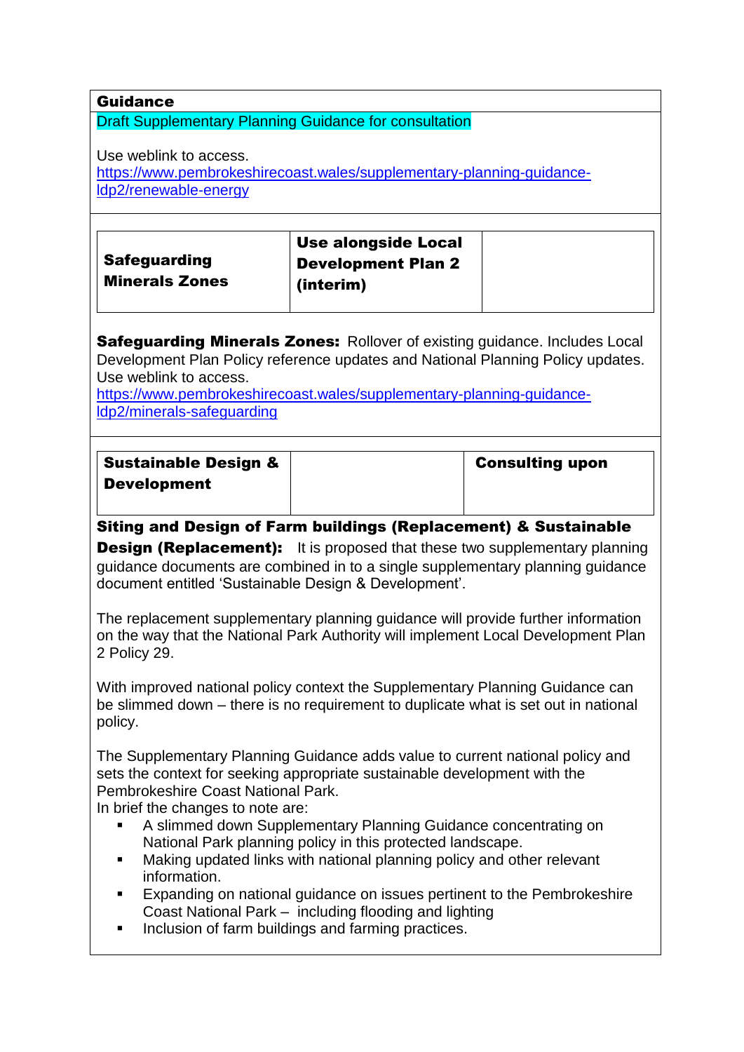| **Guidance** |
|---|
| Draft Supplementary Planning Guidance for consultation<br><br>Use weblink to access.<br>https://www.pembrokeshirecoast.wales/supplementary-planning-guidance-ldp2/renewable-energy |

| **Safeguarding Minerals Zones** | **Use alongside Local Development Plan 2 (interim)** | |
|---|---|---|

**Safeguarding Minerals Zones:** Rollover of existing guidance. Includes Local Development Plan Policy reference updates and National Planning Policy updates. Use weblink to access.
https://www.pembrokeshirecoast.wales/supplementary-planning-guidance-ldp2/minerals-safeguarding

| **Sustainable Design & Development** | | **Consulting upon** |
|---|---|---|

**Siting and Design of Farm buildings (Replacement) & Sustainable Design (Replacement):** It is proposed that these two supplementary planning guidance documents are combined in to a single supplementary planning guidance document entitled 'Sustainable Design & Development'.

The replacement supplementary planning guidance will provide further information on the way that the National Park Authority will implement Local Development Plan 2 Policy 29.

With improved national policy context the Supplementary Planning Guidance can be slimmed down – there is no requirement to duplicate what is set out in national policy.

The Supplementary Planning Guidance adds value to current national policy and sets the context for seeking appropriate sustainable development with the Pembrokeshire Coast National Park.
In brief the changes to note are:

- A slimmed down Supplementary Planning Guidance concentrating on National Park planning policy in this protected landscape.
- Making updated links with national planning policy and other relevant information.
- Expanding on national guidance on issues pertinent to the Pembrokeshire Coast National Park – including flooding and lighting
- Inclusion of farm buildings and farming practices.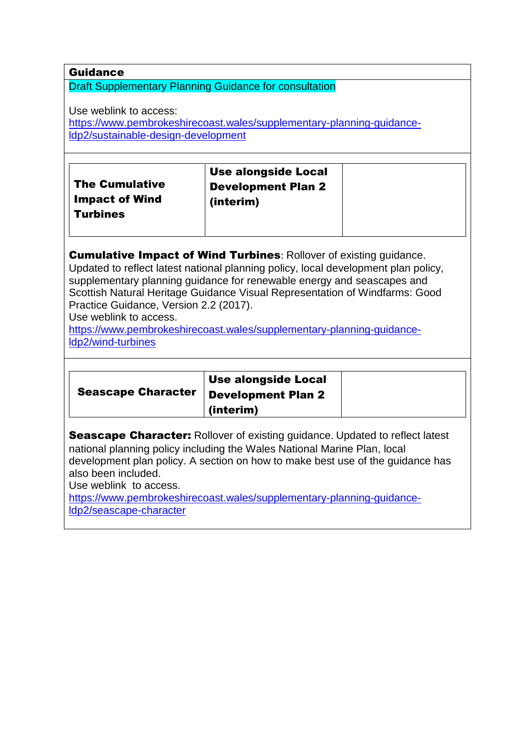**Guidance**

Draft Supplementary Planning Guidance for consultation

Use weblink to access:
https://www.pembrokeshirecoast.wales/supplementary-planning-guidance-ldp2/sustainable-design-development

| | | |
|---|---|---|
| **The Cumulative Impact of Wind Turbines** | **Use alongside Local Development Plan 2 (interim)** | |

**Cumulative Impact of Wind Turbines**: Rollover of existing guidance. Updated to reflect latest national planning policy, local development plan policy, supplementary planning guidance for renewable energy and seascapes and Scottish Natural Heritage Guidance Visual Representation of Windfarms: Good Practice Guidance, Version 2.2 (2017).
Use weblink to access.
https://www.pembrokeshirecoast.wales/supplementary-planning-guidance-ldp2/wind-turbines

| | | |
|---|---|---|
| **Seascape Character** | **Use alongside Local Development Plan 2 (interim)** | |

**Seascape Character:** Rollover of existing guidance. Updated to reflect latest national planning policy including the Wales National Marine Plan, local development plan policy. A section on how to make best use of the guidance has also been included.
Use weblink to access.
https://www.pembrokeshirecoast.wales/supplementary-planning-guidance-ldp2/seascape-character